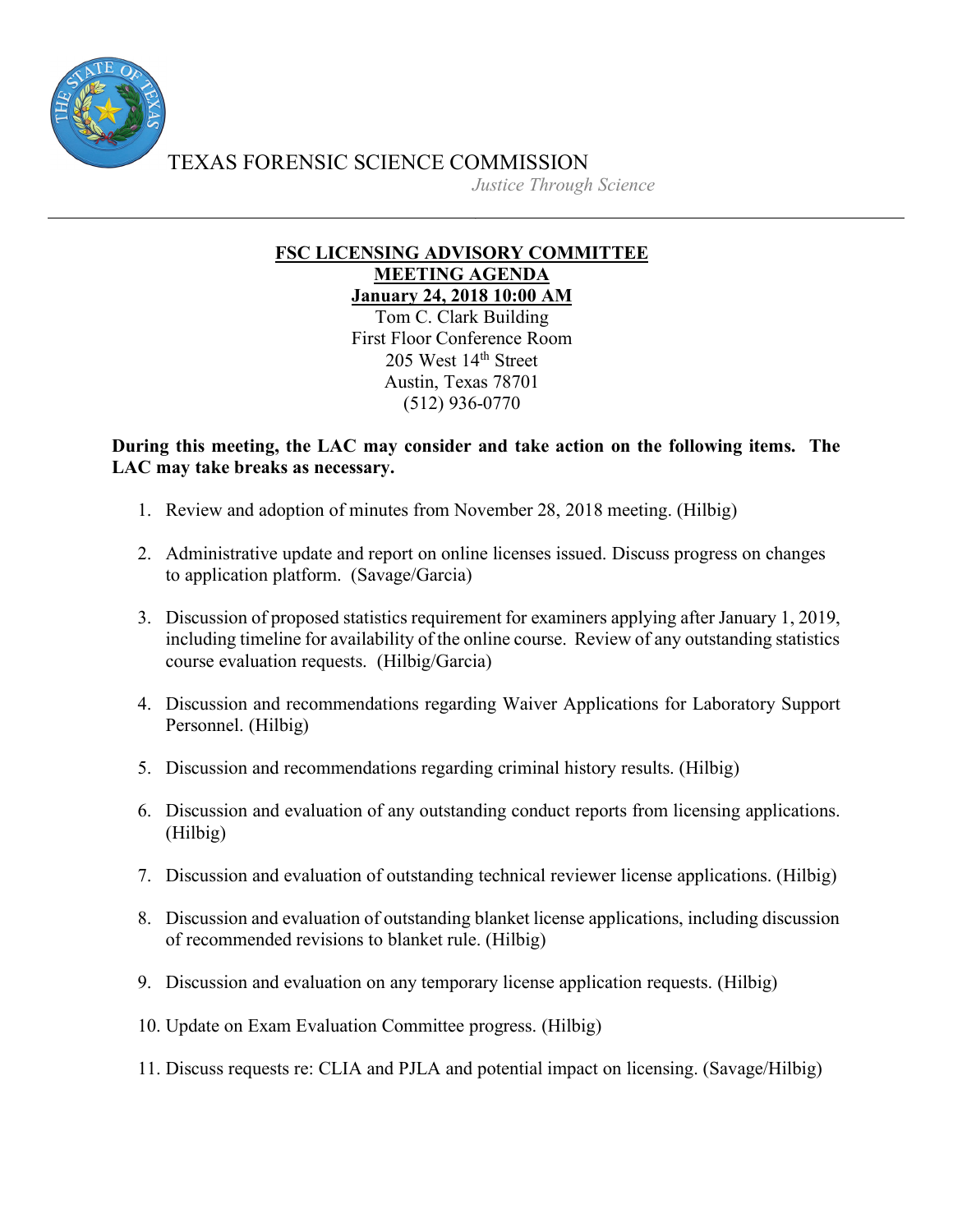TEXAS FORENSIC SCIENCE COMMISSION

*Justice Through Science*

---

**FSC LICENSING ADVISORY COMMITTEE**
**MEETING AGENDA**
**January 24, 2018 10:00 AM**

Tom C. Clark Building
First Floor Conference Room
205 West 14th Street
Austin, Texas 78701
(512) 936-0770

**During this meeting, the LAC may consider and take action on the following items. The LAC may take breaks as necessary.**

1. Review and adoption of minutes from November 28, 2018 meeting. (Hilbig)

2. Administrative update and report on online licenses issued. Discuss progress on changes to application platform. (Savage/Garcia)

3. Discussion of proposed statistics requirement for examiners applying after January 1, 2019, including timeline for availability of the online course. Review of any outstanding statistics course evaluation requests. (Hilbig/Garcia)

4. Discussion and recommendations regarding Waiver Applications for Laboratory Support Personnel. (Hilbig)

5. Discussion and recommendations regarding criminal history results. (Hilbig)

6. Discussion and evaluation of any outstanding conduct reports from licensing applications. (Hilbig)

7. Discussion and evaluation of outstanding technical reviewer license applications. (Hilbig)

8. Discussion and evaluation of outstanding blanket license applications, including discussion of recommended revisions to blanket rule. (Hilbig)

9. Discussion and evaluation on any temporary license application requests. (Hilbig)

10. Update on Exam Evaluation Committee progress. (Hilbig)

11. Discuss requests re: CLIA and PJLA and potential impact on licensing. (Savage/Hilbig)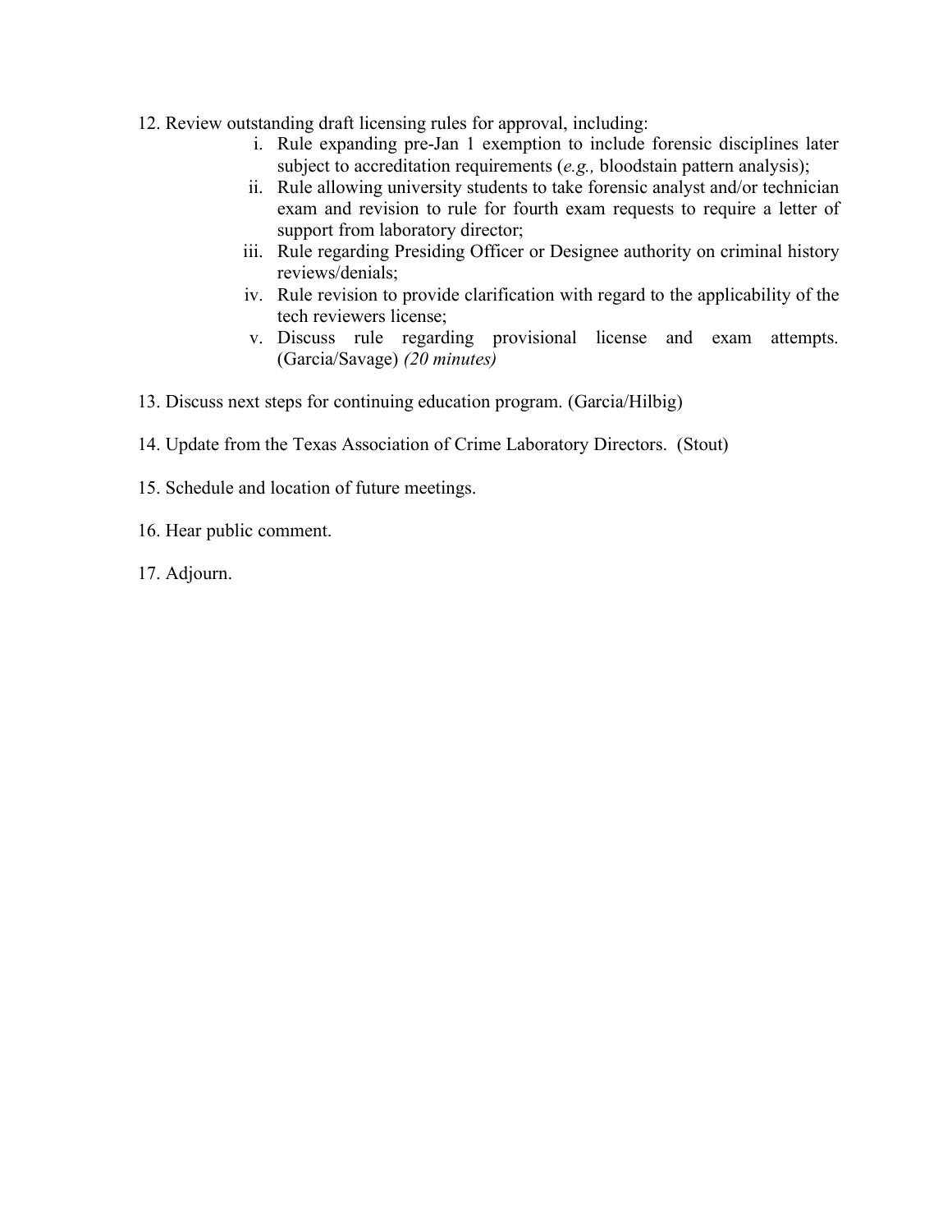12. Review outstanding draft licensing rules for approval, including:
    i. Rule expanding pre-Jan 1 exemption to include forensic disciplines later subject to accreditation requirements (*e.g.,* bloodstain pattern analysis);
    ii. Rule allowing university students to take forensic analyst and/or technician exam and revision to rule for fourth exam requests to require a letter of support from laboratory director;
    iii. Rule regarding Presiding Officer or Designee authority on criminal history reviews/denials;
    iv. Rule revision to provide clarification with regard to the applicability of the tech reviewers license;
    v. Discuss rule regarding provisional license and exam attempts. (Garcia/Savage) *(20 minutes)*

13. Discuss next steps for continuing education program. (Garcia/Hilbig)

14. Update from the Texas Association of Crime Laboratory Directors. (Stout)

15. Schedule and location of future meetings.

16. Hear public comment.

17. Adjourn.